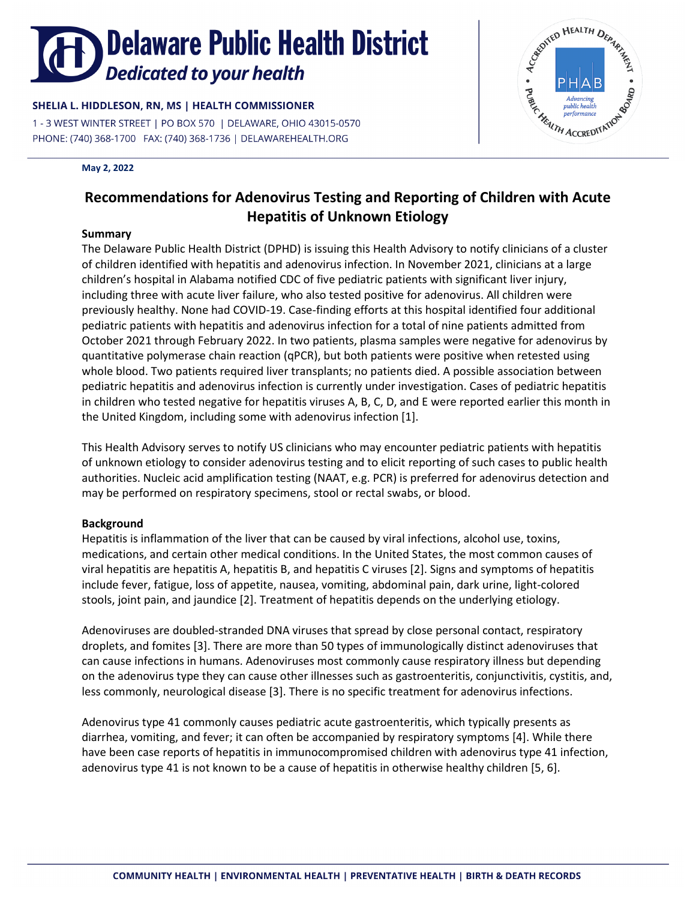# Delaware Public Health District

*Dedicated to your health*

**SHELIA L. HIDDLESON, RN, MS | HEALTH COMMISSIONER**

1 - 3 WEST WINTER STREET | PO BOX 570 | DELAWARE, OHIO 43015-0570

PHONE: (740) 368-1700 FAX: (740) 368-1736 | DELAWAREHEALTH.ORG

**May 2, 2022**

## Recommendations for Adenovirus Testing and Reporting of Children with Acute Hepatitis of Unknown Etiology

### Summary

The Delaware Public Health District (DPHD) is issuing this Health Advisory to notify clinicians of a cluster of children identified with hepatitis and adenovirus infection. In November 2021, clinicians at a large children's hospital in Alabama notified CDC of five pediatric patients with significant liver injury, including three with acute liver failure, who also tested positive for adenovirus. All children were previously healthy. None had COVID-19. Case-finding efforts at this hospital identified four additional pediatric patients with hepatitis and adenovirus infection for a total of nine patients admitted from October 2021 through February 2022. In two patients, plasma samples were negative for adenovirus by quantitative polymerase chain reaction (qPCR), but both patients were positive when retested using whole blood. Two patients required liver transplants; no patients died. A possible association between pediatric hepatitis and adenovirus infection is currently under investigation. Cases of pediatric hepatitis in children who tested negative for hepatitis viruses A, B, C, D, and E were reported earlier this month in the United Kingdom, including some with adenovirus infection [1].

This Health Advisory serves to notify US clinicians who may encounter pediatric patients with hepatitis of unknown etiology to consider adenovirus testing and to elicit reporting of such cases to public health authorities. Nucleic acid amplification testing (NAAT, e.g. PCR) is preferred for adenovirus detection and may be performed on respiratory specimens, stool or rectal swabs, or blood.

### Background

Hepatitis is inflammation of the liver that can be caused by viral infections, alcohol use, toxins, medications, and certain other medical conditions. In the United States, the most common causes of viral hepatitis are hepatitis A, hepatitis B, and hepatitis C viruses [2]. Signs and symptoms of hepatitis include fever, fatigue, loss of appetite, nausea, vomiting, abdominal pain, dark urine, light-colored stools, joint pain, and jaundice [2]. Treatment of hepatitis depends on the underlying etiology.

Adenoviruses are doubled-stranded DNA viruses that spread by close personal contact, respiratory droplets, and fomites [3]. There are more than 50 types of immunologically distinct adenoviruses that can cause infections in humans. Adenoviruses most commonly cause respiratory illness but depending on the adenovirus type they can cause other illnesses such as gastroenteritis, conjunctivitis, cystitis, and, less commonly, neurological disease [3]. There is no specific treatment for adenovirus infections.

Adenovirus type 41 commonly causes pediatric acute gastroenteritis, which typically presents as diarrhea, vomiting, and fever; it can often be accompanied by respiratory symptoms [4]. While there have been case reports of hepatitis in immunocompromised children with adenovirus type 41 infection, adenovirus type 41 is not known to be a cause of hepatitis in otherwise healthy children [5, 6].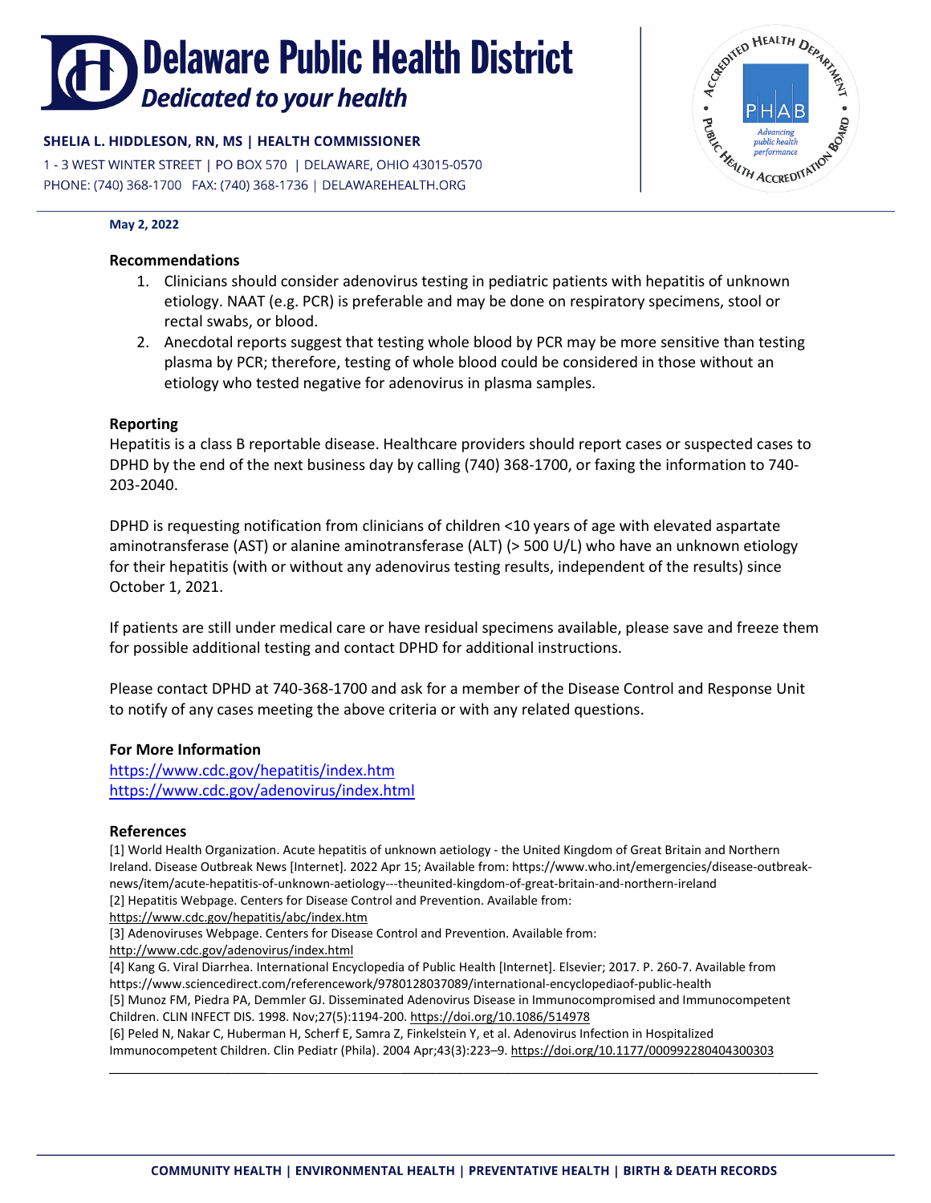# Delaware Public Health District

*Dedicated to your health*

**SHELIA L. HIDDLESON, RN, MS | HEALTH COMMISSIONER**

1 - 3 WEST WINTER STREET | PO BOX 570 | DELAWARE, OHIO 43015-0570

PHONE: (740) 368-1700 FAX: (740) 368-1736 | DELAWAREHEALTH.ORG

**May 2, 2022**

### Recommendations

1. Clinicians should consider adenovirus testing in pediatric patients with hepatitis of unknown etiology. NAAT (e.g. PCR) is preferable and may be done on respiratory specimens, stool or rectal swabs, or blood.
2. Anecdotal reports suggest that testing whole blood by PCR may be more sensitive than testing plasma by PCR; therefore, testing of whole blood could be considered in those without an etiology who tested negative for adenovirus in plasma samples.

### Reporting

Hepatitis is a class B reportable disease. Healthcare providers should report cases or suspected cases to DPHD by the end of the next business day by calling (740) 368-1700, or faxing the information to 740-203-2040.

DPHD is requesting notification from clinicians of children <10 years of age with elevated aspartate aminotransferase (AST) or alanine aminotransferase (ALT) (> 500 U/L) who have an unknown etiology for their hepatitis (with or without any adenovirus testing results, independent of the results) since October 1, 2021.

If patients are still under medical care or have residual specimens available, please save and freeze them for possible additional testing and contact DPHD for additional instructions.

Please contact DPHD at 740-368-1700 and ask for a member of the Disease Control and Response Unit to notify of any cases meeting the above criteria or with any related questions.

### For More Information

https://www.cdc.gov/hepatitis/index.htm
https://www.cdc.gov/adenovirus/index.html

### References

[1] World Health Organization. Acute hepatitis of unknown aetiology - the United Kingdom of Great Britain and Northern Ireland. Disease Outbreak News [Internet]. 2022 Apr 15; Available from: https://www.who.int/emergencies/disease-outbreak-news/item/acute-hepatitis-of-unknown-aetiology---theunited-kingdom-of-great-britain-and-northern-ireland

[2] Hepatitis Webpage. Centers for Disease Control and Prevention. Available from: https://www.cdc.gov/hepatitis/abc/index.htm

[3] Adenoviruses Webpage. Centers for Disease Control and Prevention. Available from: http://www.cdc.gov/adenovirus/index.html

[4] Kang G. Viral Diarrhea. International Encyclopedia of Public Health [Internet]. Elsevier; 2017. P. 260-7. Available from https://www.sciencedirect.com/referencework/9780128037089/international-encyclopediaof-public-health

[5] Munoz FM, Piedra PA, Demmler GJ. Disseminated Adenovirus Disease in Immunocompromised and Immunocompetent Children. CLIN INFECT DIS. 1998. Nov;27(5):1194-200. https://doi.org/10.1086/514978

[6] Peled N, Nakar C, Huberman H, Scherf E, Samra Z, Finkelstein Y, et al. Adenovirus Infection in Hospitalized Immunocompetent Children. Clin Pediatr (Phila). 2004 Apr;43(3):223–9. https://doi.org/10.1177/000992280404300303

**COMMUNITY HEALTH | ENVIRONMENTAL HEALTH | PREVENTATIVE HEALTH | BIRTH & DEATH RECORDS**